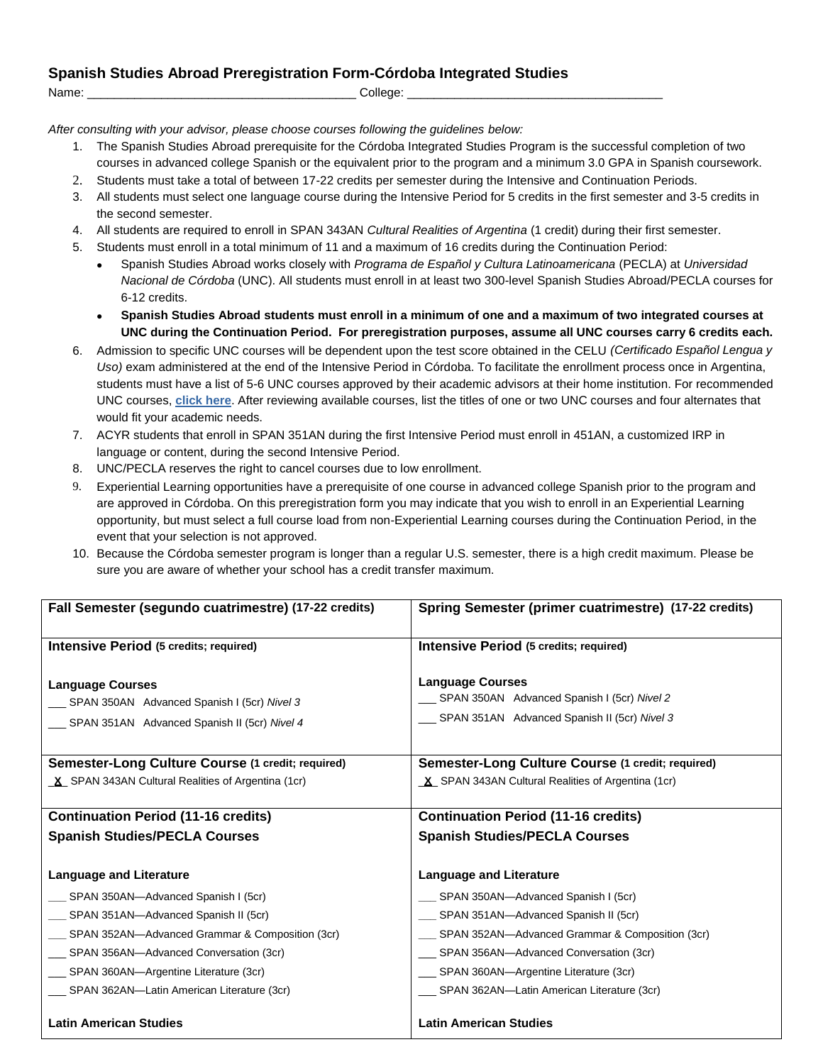## Spanish Studies Abroad Preregistration Form-Córdoba Integrated Studies

Name: _______________________________________ College: ______________________________________

*After consulting with your advisor, please choose courses following the guidelines below:*

1. The Spanish Studies Abroad prerequisite for the Córdoba Integrated Studies Program is the successful completion of two courses in advanced college Spanish or the equivalent prior to the program and a minimum 3.0 GPA in Spanish coursework.
2. Students must take a total of between 17-22 credits per semester during the Intensive and Continuation Periods.
3. All students must select one language course during the Intensive Period for 5 credits in the first semester and 3-5 credits in the second semester.
4. All students are required to enroll in SPAN 343AN *Cultural Realities of Argentina* (1 credit) during their first semester.
5. Students must enroll in a total minimum of 11 and a maximum of 16 credits during the Continuation Period:
   - Spanish Studies Abroad works closely with *Programa de Español y Cultura Latinoamericana* (PECLA) at *Universidad Nacional de Córdoba* (UNC). All students must enroll in at least two 300-level Spanish Studies Abroad/PECLA courses for 6-12 credits.
   - **Spanish Studies Abroad students must enroll in a minimum of one and a maximum of two integrated courses at UNC during the Continuation Period. For preregistration purposes, assume all UNC courses carry 6 credits each.**
6. Admission to specific UNC courses will be dependent upon the test score obtained in the CELU *(Certificado Español Lengua y Uso)* exam administered at the end of the Intensive Period in Córdoba. To facilitate the enrollment process once in Argentina, students must have a list of 5-6 UNC courses approved by their academic advisors at their home institution. For recommended UNC courses, **click here**. After reviewing available courses, list the titles of one or two UNC courses and four alternates that would fit your academic needs.
7. ACYR students that enroll in SPAN 351AN during the first Intensive Period must enroll in 451AN, a customized IRP in language or content, during the second Intensive Period.
8. UNC/PECLA reserves the right to cancel courses due to low enrollment.
9. Experiential Learning opportunities have a prerequisite of one course in advanced college Spanish prior to the program and are approved in Córdoba. On this preregistration form you may indicate that you wish to enroll in an Experiential Learning opportunity, but must select a full course load from non-Experiential Learning courses during the Continuation Period, in the event that your selection is not approved.
10. Because the Córdoba semester program is longer than a regular U.S. semester, there is a high credit maximum. Please be sure you are aware of whether your school has a credit transfer maximum.

| **Fall Semester (segundo cuatrimestre) (17-22 credits)** | **Spring Semester (primer cuatrimestre) (17-22 credits)** |
|---|---|
| **Intensive Period** (5 credits; required)<br><br>**Language Courses**<br>___ SPAN 350AN Advanced Spanish I (5cr) *Nivel 3*<br>___ SPAN 351AN Advanced Spanish II (5cr) *Nivel 4* | **Intensive Period** (5 credits; required)<br><br>**Language Courses**<br>___ SPAN 350AN Advanced Spanish I (5cr) *Nivel 2*<br>___ SPAN 351AN Advanced Spanish II (5cr) *Nivel 3* |
| **Semester-Long Culture Course** (1 credit; required)<br>_X_ SPAN 343AN Cultural Realities of Argentina (1cr) | **Semester-Long Culture Course** (1 credit; required)<br>_X_ SPAN 343AN Cultural Realities of Argentina (1cr) |
| **Continuation Period (11-16 credits)**<br>**Spanish Studies/PECLA Courses**<br><br>**Language and Literature**<br>___ SPAN 350AN—Advanced Spanish I (5cr)<br>___ SPAN 351AN—Advanced Spanish II (5cr)<br>___ SPAN 352AN—Advanced Grammar & Composition (3cr)<br>___ SPAN 356AN—Advanced Conversation (3cr)<br>___ SPAN 360AN—Argentine Literature (3cr)<br>___ SPAN 362AN—Latin American Literature (3cr)<br><br>**Latin American Studies** | **Continuation Period (11-16 credits)**<br>**Spanish Studies/PECLA Courses**<br><br>**Language and Literature**<br>___ SPAN 350AN—Advanced Spanish I (5cr)<br>___ SPAN 351AN—Advanced Spanish II (5cr)<br>___ SPAN 352AN—Advanced Grammar & Composition (3cr)<br>___ SPAN 356AN—Advanced Conversation (3cr)<br>___ SPAN 360AN—Argentine Literature (3cr)<br>___ SPAN 362AN—Latin American Literature (3cr)<br><br>**Latin American Studies** |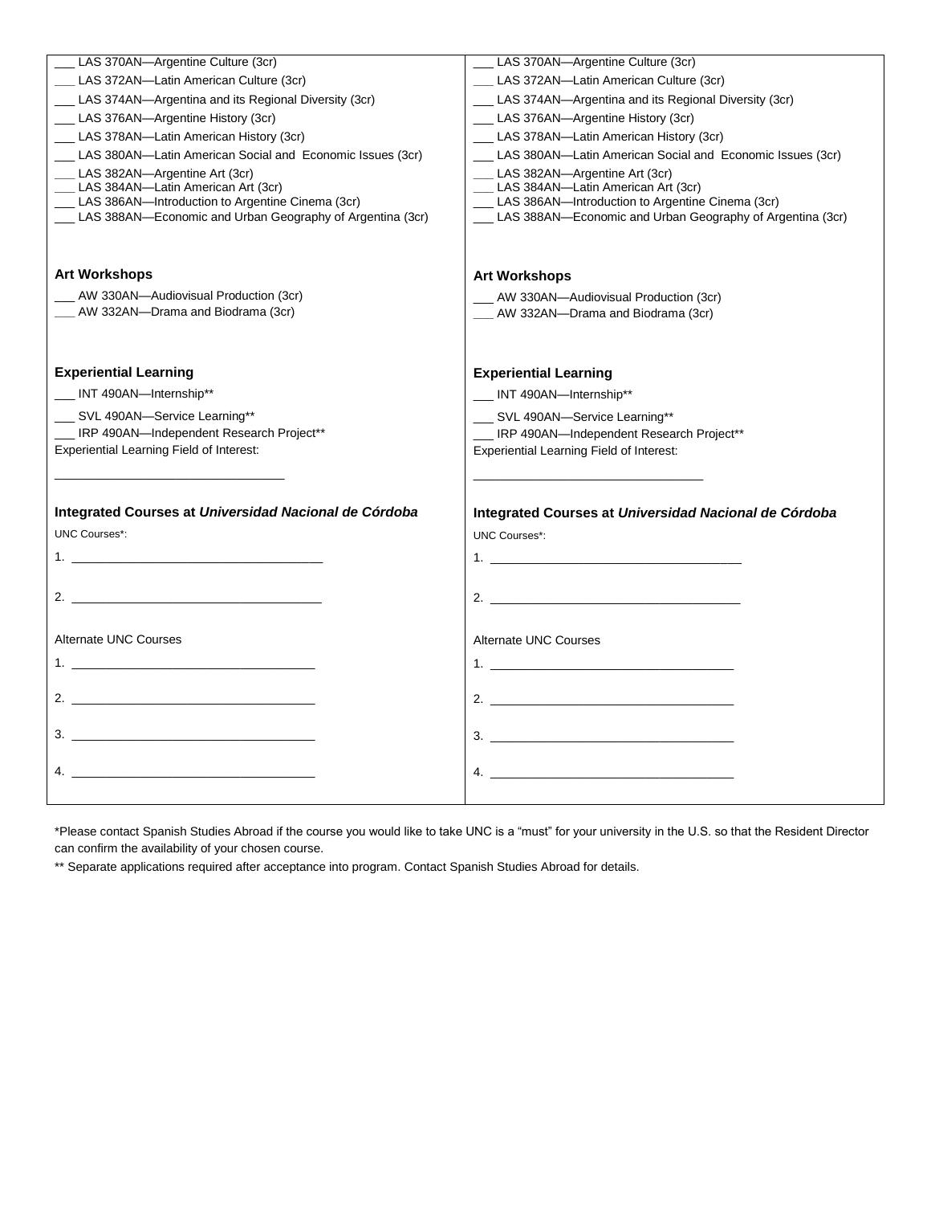___ LAS 370AN—Argentine Culture (3cr)
___ LAS 372AN—Latin American Culture (3cr)
___ LAS 374AN—Argentina and its Regional Diversity (3cr)
___ LAS 376AN—Argentine History (3cr)
___ LAS 378AN—Latin American History (3cr)
___ LAS 380AN—Latin American Social and Economic Issues (3cr)
___ LAS 382AN—Argentine Art (3cr)
___ LAS 384AN—Latin American Art (3cr)
___ LAS 386AN—Introduction to Argentine Cinema (3cr)
___ LAS 388AN—Economic and Urban Geography of Argentina (3cr)

**Art Workshops**

___ AW 330AN—Audiovisual Production (3cr)
___ AW 332AN—Drama and Biodrama (3cr)

**Experiential Learning**

___ INT 490AN—Internship**
___ SVL 490AN—Service Learning**
___ IRP 490AN—Independent Research Project**

Experiential Learning Field of Interest:

_________________________________

**Integrated Courses at *Universidad Nacional de Córdoba***

UNC Courses*:

1. ____________________________________

2. ____________________________________

Alternate UNC Courses

1. ___________________________________

2. ___________________________________

3. ___________________________________

4. ___________________________________

___ LAS 370AN—Argentine Culture (3cr)
___ LAS 372AN—Latin American Culture (3cr)
___ LAS 374AN—Argentina and its Regional Diversity (3cr)
___ LAS 376AN—Argentine History (3cr)
___ LAS 378AN—Latin American History (3cr)
___ LAS 380AN—Latin American Social and Economic Issues (3cr)
___ LAS 382AN—Argentine Art (3cr)
___ LAS 384AN—Latin American Art (3cr)
___ LAS 386AN—Introduction to Argentine Cinema (3cr)
___ LAS 388AN—Economic and Urban Geography of Argentina (3cr)

**Art Workshops**

___ AW 330AN—Audiovisual Production (3cr)
___ AW 332AN—Drama and Biodrama (3cr)

**Experiential Learning**

___ INT 490AN—Internship**
___ SVL 490AN—Service Learning**
___ IRP 490AN—Independent Research Project**

Experiential Learning Field of Interest:

_________________________________

**Integrated Courses at *Universidad Nacional de Córdoba***

UNC Courses*:

1. ____________________________________

2. ____________________________________

Alternate UNC Courses

1. ___________________________________

2. ___________________________________

3. ___________________________________

4. ___________________________________

*Please contact Spanish Studies Abroad if the course you would like to take UNC is a "must" for your university in the U.S. so that the Resident Director can confirm the availability of your chosen course.

** Separate applications required after acceptance into program. Contact Spanish Studies Abroad for details.